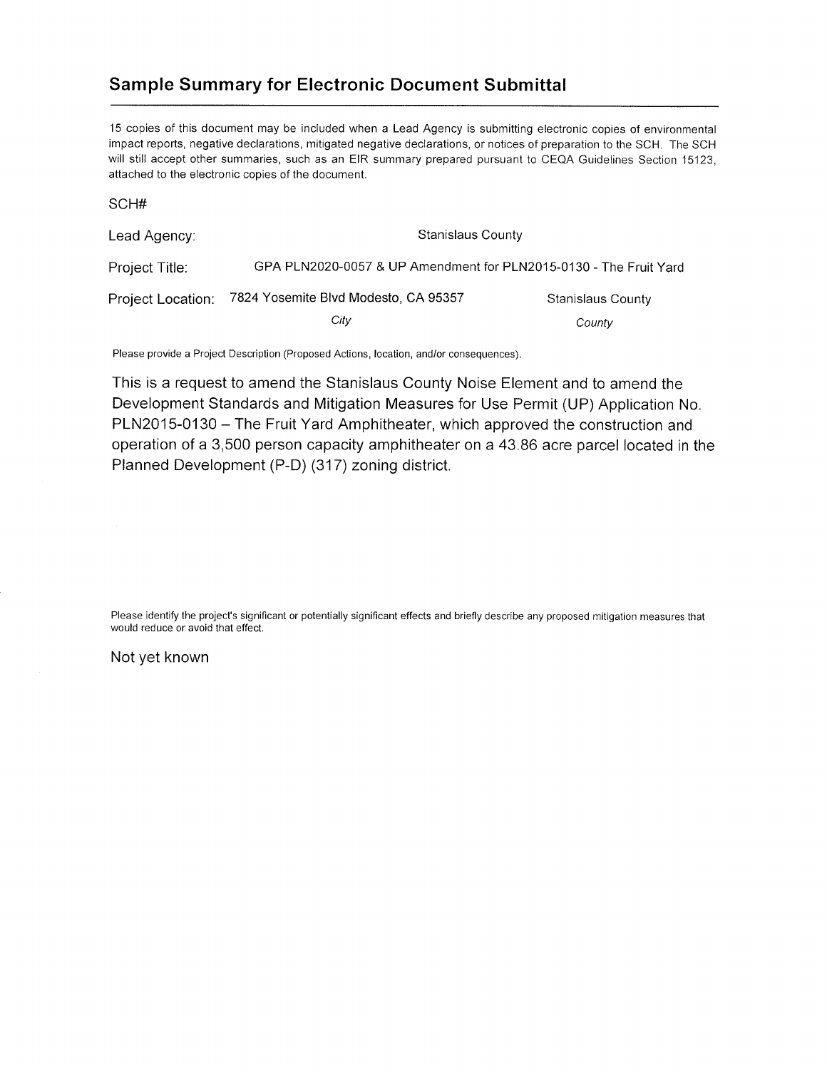## Sample Summary for Electronic Document Submittal

15 copies of this document may be included when a Lead Agency is submitting electronic copies of environmental impact reports, negative declarations, mitigated negative declarations, or notices of preparation to the SCH. The SCH will still accept other summaries, such as an EIR summary prepared pursuant to CEQA Guidelines Section 15123, attached to the electronic copies of the document.

SCH#

Lead Agency: Stanislaus County

Project Title: GPA PLN2020-0057 & UP Amendment for PLN2015-0130 - The Fruit Yard

Project Location: 7824 Yosemite Blvd Modesto, CA 95357 — Stanislaus County

*City* — *County*

Please provide a Project Description (Proposed Actions, location, and/or consequences).

This is a request to amend the Stanislaus County Noise Element and to amend the Development Standards and Mitigation Measures for Use Permit (UP) Application No. PLN2015-0130 – The Fruit Yard Amphitheater, which approved the construction and operation of a 3,500 person capacity amphitheater on a 43.86 acre parcel located in the Planned Development (P-D) (317) zoning district.

Please identify the project's significant or potentially significant effects and briefly describe any proposed mitigation measures that would reduce or avoid that effect.

Not yet known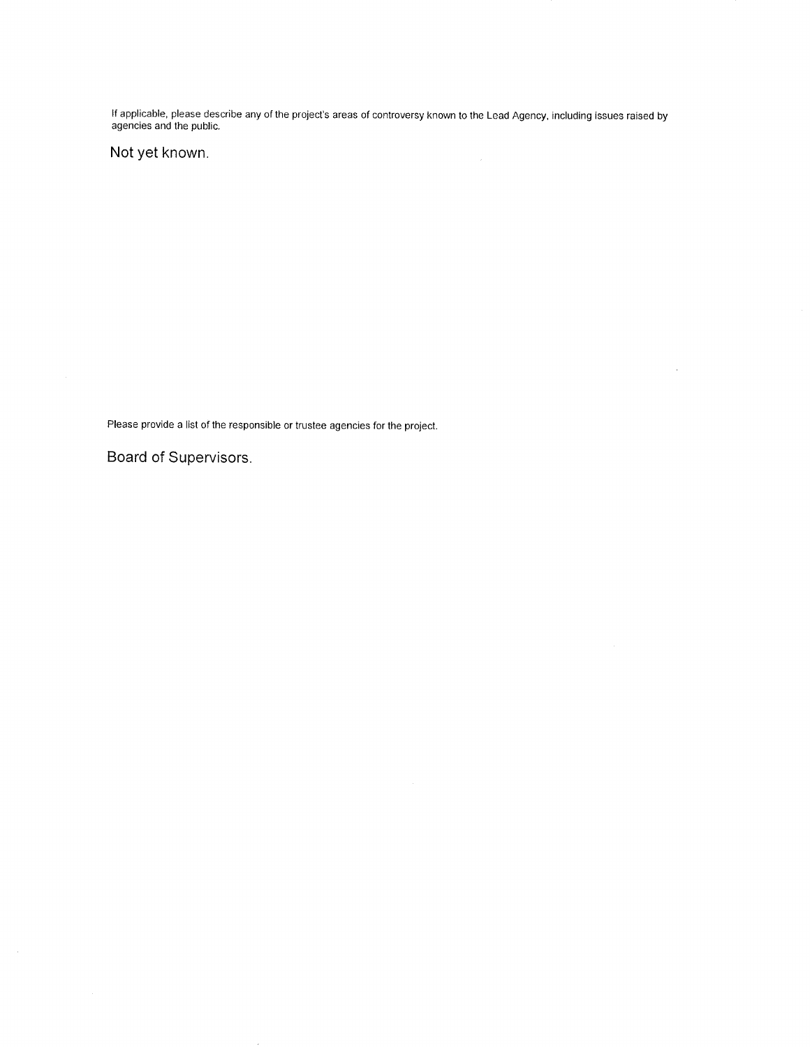If applicable, please describe any of the project's areas of controversy known to the Lead Agency, including issues raised by agencies and the public.

Not yet known.

Please provide a list of the responsible or trustee agencies for the project.

Board of Supervisors.